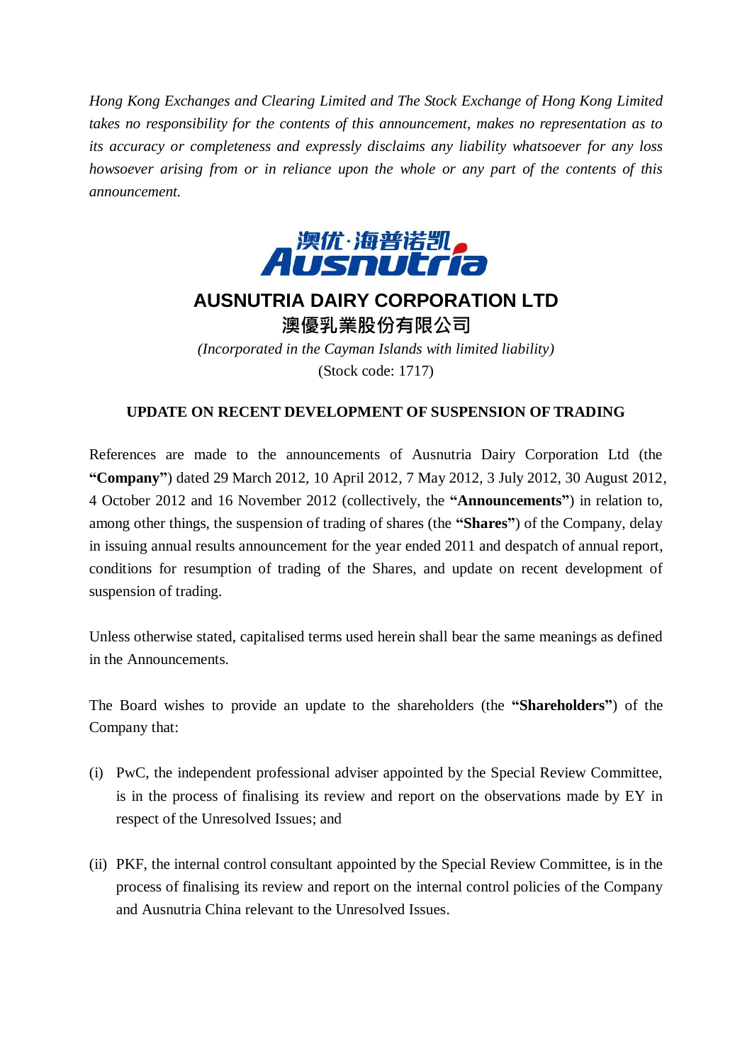*Hong Kong Exchanges and Clearing Limited and The Stock Exchange of Hong Kong Limited takes no responsibility for the contents of this announcement, makes no representation as to its accuracy or completeness and expressly disclaims any liability whatsoever for any loss howsoever arising from or in reliance upon the whole or any part of the contents of this announcement.*

澳优·海普诺凯
Ausnutria

# AUSNUTRIA DAIRY CORPORATION LTD
## 澳優乳業股份有限公司

*(Incorporated in the Cayman Islands with limited liability)*
(Stock code: 1717)

### UPDATE ON RECENT DEVELOPMENT OF SUSPENSION OF TRADING

References are made to the announcements of Ausnutria Dairy Corporation Ltd (the **"Company"**) dated 29 March 2012, 10 April 2012, 7 May 2012, 3 July 2012, 30 August 2012, 4 October 2012 and 16 November 2012 (collectively, the **"Announcements"**) in relation to, among other things, the suspension of trading of shares (the **"Shares"**) of the Company, delay in issuing annual results announcement for the year ended 2011 and despatch of annual report, conditions for resumption of trading of the Shares, and update on recent development of suspension of trading.

Unless otherwise stated, capitalised terms used herein shall bear the same meanings as defined in the Announcements.

The Board wishes to provide an update to the shareholders (the **"Shareholders"**) of the Company that:

(i) PwC, the independent professional adviser appointed by the Special Review Committee, is in the process of finalising its review and report on the observations made by EY in respect of the Unresolved Issues; and

(ii) PKF, the internal control consultant appointed by the Special Review Committee, is in the process of finalising its review and report on the internal control policies of the Company and Ausnutria China relevant to the Unresolved Issues.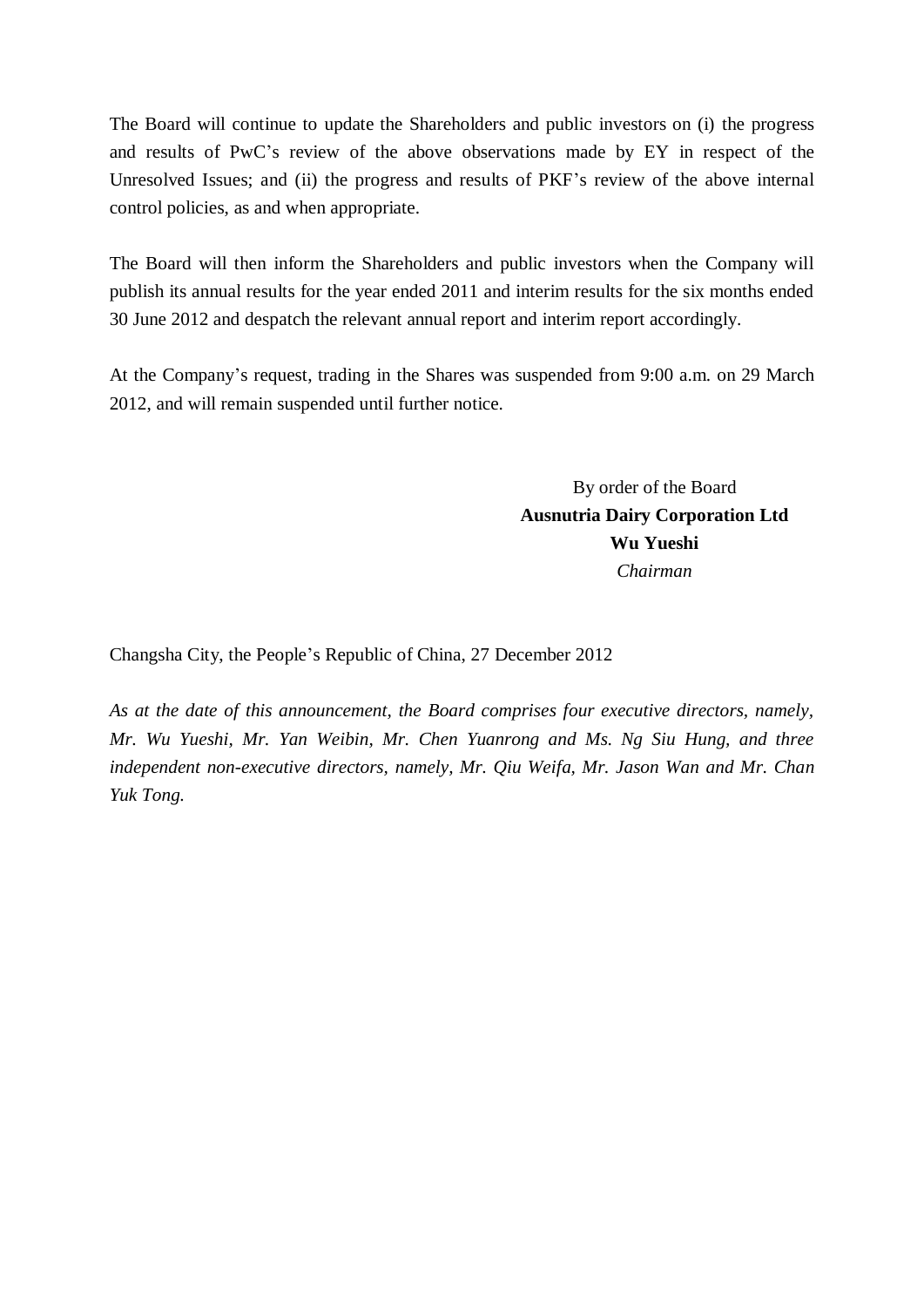The Board will continue to update the Shareholders and public investors on (i) the progress and results of PwC's review of the above observations made by EY in respect of the Unresolved Issues; and (ii) the progress and results of PKF's review of the above internal control policies, as and when appropriate.

The Board will then inform the Shareholders and public investors when the Company will publish its annual results for the year ended 2011 and interim results for the six months ended 30 June 2012 and despatch the relevant annual report and interim report accordingly.

At the Company's request, trading in the Shares was suspended from 9:00 a.m. on 29 March 2012, and will remain suspended until further notice.

By order of the Board
**Ausnutria Dairy Corporation Ltd**
**Wu Yueshi**
*Chairman*

Changsha City, the People's Republic of China, 27 December 2012

*As at the date of this announcement, the Board comprises four executive directors, namely, Mr. Wu Yueshi, Mr. Yan Weibin, Mr. Chen Yuanrong and Ms. Ng Siu Hung, and three independent non-executive directors, namely, Mr. Qiu Weifa, Mr. Jason Wan and Mr. Chan Yuk Tong.*